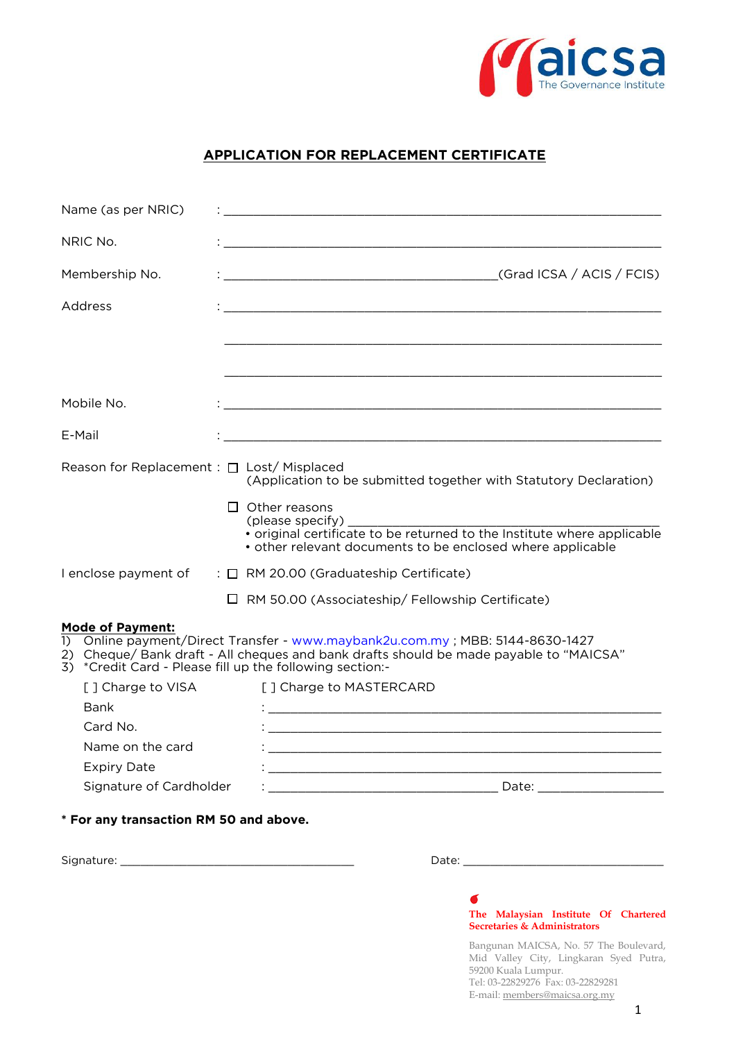maicsa
The Governance Institute

## APPLICATION FOR REPLACEMENT CERTIFICATE

Name (as per NRIC) : ____________________________________________

NRIC No. : ____________________________________________

Membership No. : ______________________________(Grad ICSA / ACIS / FCIS)

Address : ____________________________________________

____________________________________________

____________________________________________

Mobile No. : ____________________________________________

E-Mail : ____________________________________________

Reason for Replacement : ☐ Lost/ Misplaced
(Application to be submitted together with Statutory Declaration)

☐ Other reasons
(please specify) ____________________________________
• original certificate to be returned to the Institute where applicable
• other relevant documents to be enclosed where applicable

I enclose payment of : ☐ RM 20.00 (Graduateship Certificate)

☐ RM 50.00 (Associateship/ Fellowship Certificate)

**Mode of Payment:**

1) Online payment/Direct Transfer - www.maybank2u.com.my ; MBB: 5144-8630-1427
2) Cheque/ Bank draft - All cheques and bank drafts should be made payable to "MAICSA"
3) *Credit Card - Please fill up the following section:-

[ ] Charge to VISA [ ] Charge to MASTERCARD

Bank : ____________________________________________

Card No. : ____________________________________________

Name on the card : ____________________________________________

Expiry Date : ____________________________________________

Signature of Cardholder : ______________________________ Date: ________________

**\* For any transaction RM 50 and above.**

Signature: ______________________________ Date: ______________________________

**The Malaysian Institute Of Chartered Secretaries & Administrators**

Bangunan MAICSA, No. 57 The Boulevard, Mid Valley City, Lingkaran Syed Putra, 59200 Kuala Lumpur.
Tel: 03-22829276 Fax: 03-22829281
E-mail: members@maicsa.org.my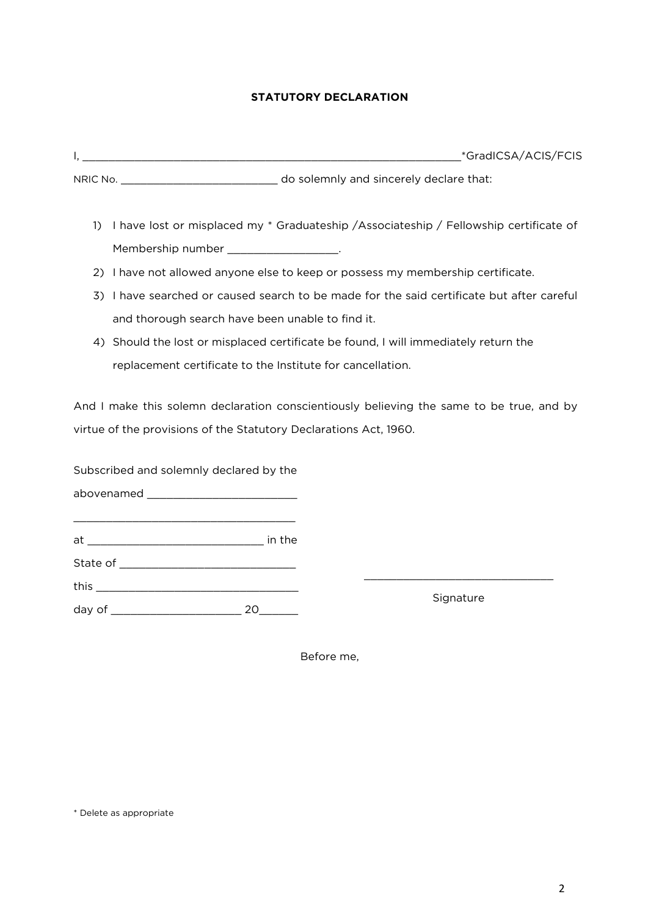**STATUTORY DECLARATION**

I, ____________________________________________________________*GradICSA/ACIS/FCIS

NRIC No. _________________________ do solemnly and sincerely declare that:

1) I have lost or misplaced my * Graduateship /Associateship / Fellowship certificate of Membership number _________________.
2) I have not allowed anyone else to keep or possess my membership certificate.
3) I have searched or caused search to be made for the said certificate but after careful and thorough search have been unable to find it.
4) Should the lost or misplaced certificate be found, I will immediately return the replacement certificate to the Institute for cancellation.

And I make this solemn declaration conscientiously believing the same to be true, and by virtue of the provisions of the Statutory Declarations Act, 1960.

Subscribed and solemnly declared by the
abovenamed _______________________
___________________________________
at ___________________________ in the
State of ___________________________
this ________________________________
day of ____________________ 20______

______________________________
Signature

Before me,

\* Delete as appropriate